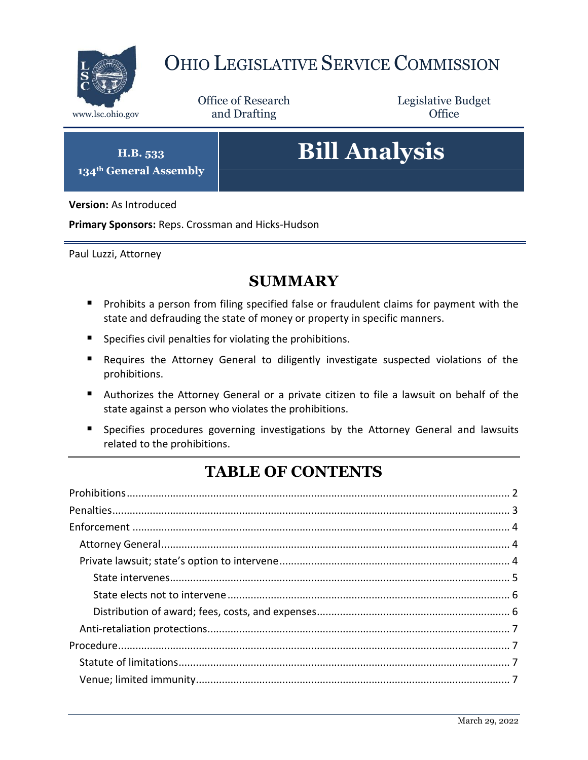# Ohio Legislative Service Commission

www.lsc.ohio.gov

Office of Research and Drafting

Legislative Budget Office

**H.B. 533**
**134th General Assembly**

# Bill Analysis

**Version:** As Introduced

**Primary Sponsors:** Reps. Crossman and Hicks-Hudson

Paul Luzzi, Attorney

## SUMMARY

- Prohibits a person from filing specified false or fraudulent claims for payment with the state and defrauding the state of money or property in specific manners.
- Specifies civil penalties for violating the prohibitions.
- Requires the Attorney General to diligently investigate suspected violations of the prohibitions.
- Authorizes the Attorney General or a private citizen to file a lawsuit on behalf of the state against a person who violates the prohibitions.
- Specifies procedures governing investigations by the Attorney General and lawsuits related to the prohibitions.

## TABLE OF CONTENTS

Prohibitions .......... 2
Penalties .......... 3
Enforcement .......... 4
  Attorney General .......... 4
  Private lawsuit; state's option to intervene .......... 4
    State intervenes .......... 5
    State elects not to intervene .......... 6
    Distribution of award; fees, costs, and expenses .......... 6
  Anti-retaliation protections .......... 7
Procedure .......... 7
  Statute of limitations .......... 7
  Venue; limited immunity .......... 7

March 29, 2022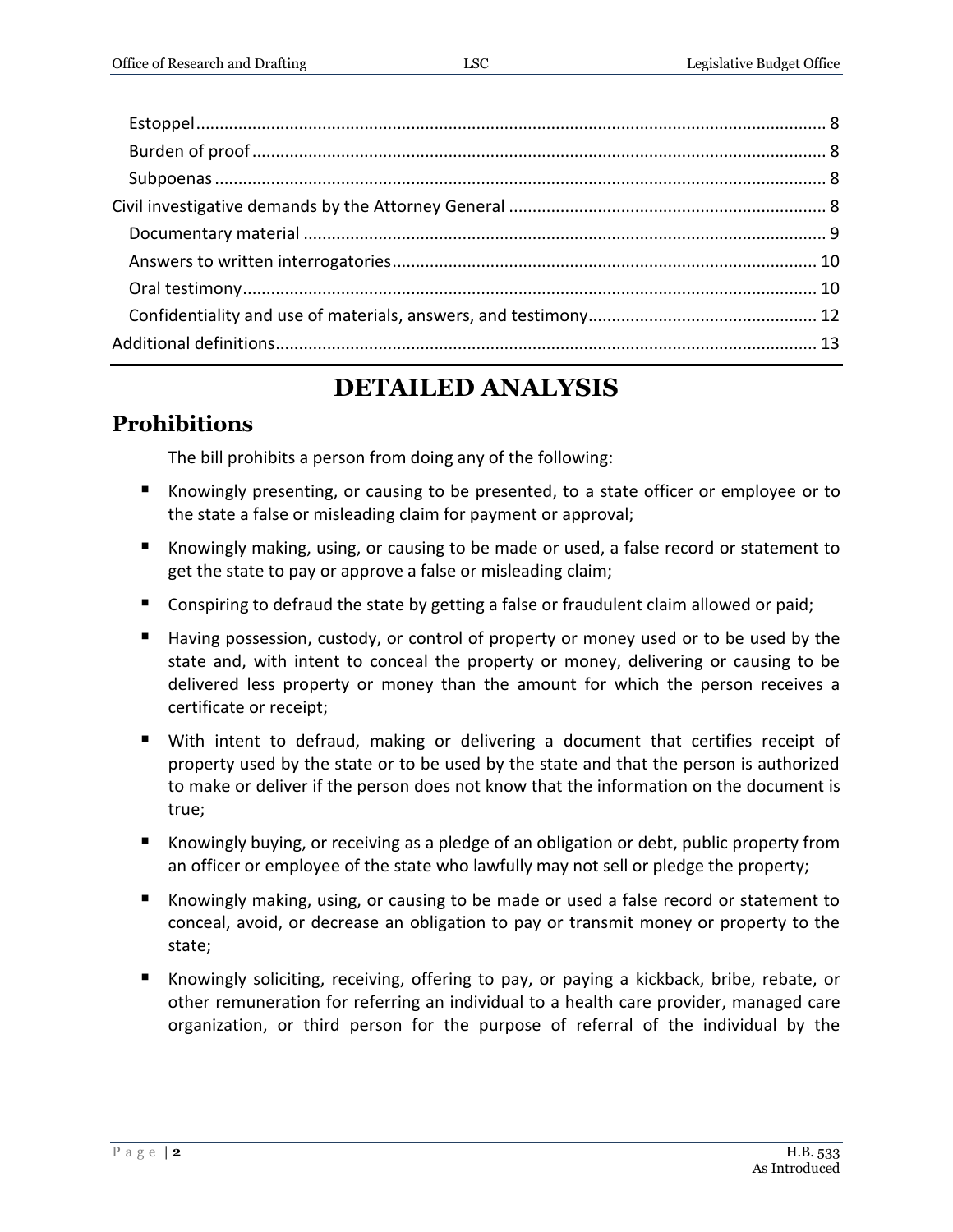Estoppel ...................................................................................................................... 8

Burden of proof ........................................................................................................... 8

Subpoenas ................................................................................................................... 8

Civil investigative demands by the Attorney General ..................................................................... 8

Documentary material ................................................................................................ 9

Answers to written interrogatories ............................................................................ 10

Oral testimony ........................................................................................................... 10

Confidentiality and use of materials, answers, and testimony ................................................. 12

Additional definitions .................................................................................................... 13

# DETAILED ANALYSIS

## Prohibitions

The bill prohibits a person from doing any of the following:

- Knowingly presenting, or causing to be presented, to a state officer or employee or to the state a false or misleading claim for payment or approval;
- Knowingly making, using, or causing to be made or used, a false record or statement to get the state to pay or approve a false or misleading claim;
- Conspiring to defraud the state by getting a false or fraudulent claim allowed or paid;
- Having possession, custody, or control of property or money used or to be used by the state and, with intent to conceal the property or money, delivering or causing to be delivered less property or money than the amount for which the person receives a certificate or receipt;
- With intent to defraud, making or delivering a document that certifies receipt of property used by the state or to be used by the state and that the person is authorized to make or deliver if the person does not know that the information on the document is true;
- Knowingly buying, or receiving as a pledge of an obligation or debt, public property from an officer or employee of the state who lawfully may not sell or pledge the property;
- Knowingly making, using, or causing to be made or used a false record or statement to conceal, avoid, or decrease an obligation to pay or transmit money or property to the state;
- Knowingly soliciting, receiving, offering to pay, or paying a kickback, bribe, rebate, or other remuneration for referring an individual to a health care provider, managed care organization, or third person for the purpose of referral of the individual by the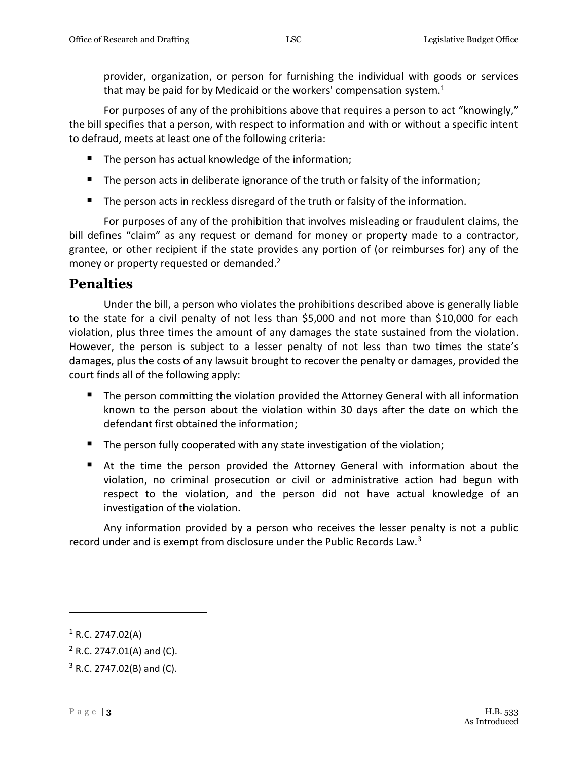provider, organization, or person for furnishing the individual with goods or services that may be paid for by Medicaid or the workers' compensation system.[1]

For purposes of any of the prohibitions above that requires a person to act "knowingly," the bill specifies that a person, with respect to information and with or without a specific intent to defraud, meets at least one of the following criteria:

- The person has actual knowledge of the information;
- The person acts in deliberate ignorance of the truth or falsity of the information;
- The person acts in reckless disregard of the truth or falsity of the information.

For purposes of any of the prohibition that involves misleading or fraudulent claims, the bill defines "claim" as any request or demand for money or property made to a contractor, grantee, or other recipient if the state provides any portion of (or reimburses for) any of the money or property requested or demanded.[2]

## Penalties

Under the bill, a person who violates the prohibitions described above is generally liable to the state for a civil penalty of not less than $5,000 and not more than $10,000 for each violation, plus three times the amount of any damages the state sustained from the violation. However, the person is subject to a lesser penalty of not less than two times the state's damages, plus the costs of any lawsuit brought to recover the penalty or damages, provided the court finds all of the following apply:

- The person committing the violation provided the Attorney General with all information known to the person about the violation within 30 days after the date on which the defendant first obtained the information;
- The person fully cooperated with any state investigation of the violation;
- At the time the person provided the Attorney General with information about the violation, no criminal prosecution or civil or administrative action had begun with respect to the violation, and the person did not have actual knowledge of an investigation of the violation.

Any information provided by a person who receives the lesser penalty is not a public record under and is exempt from disclosure under the Public Records Law.[3]

---

[1] R.C. 2747.02(A)

[2] R.C. 2747.01(A) and (C).

[3] R.C. 2747.02(B) and (C).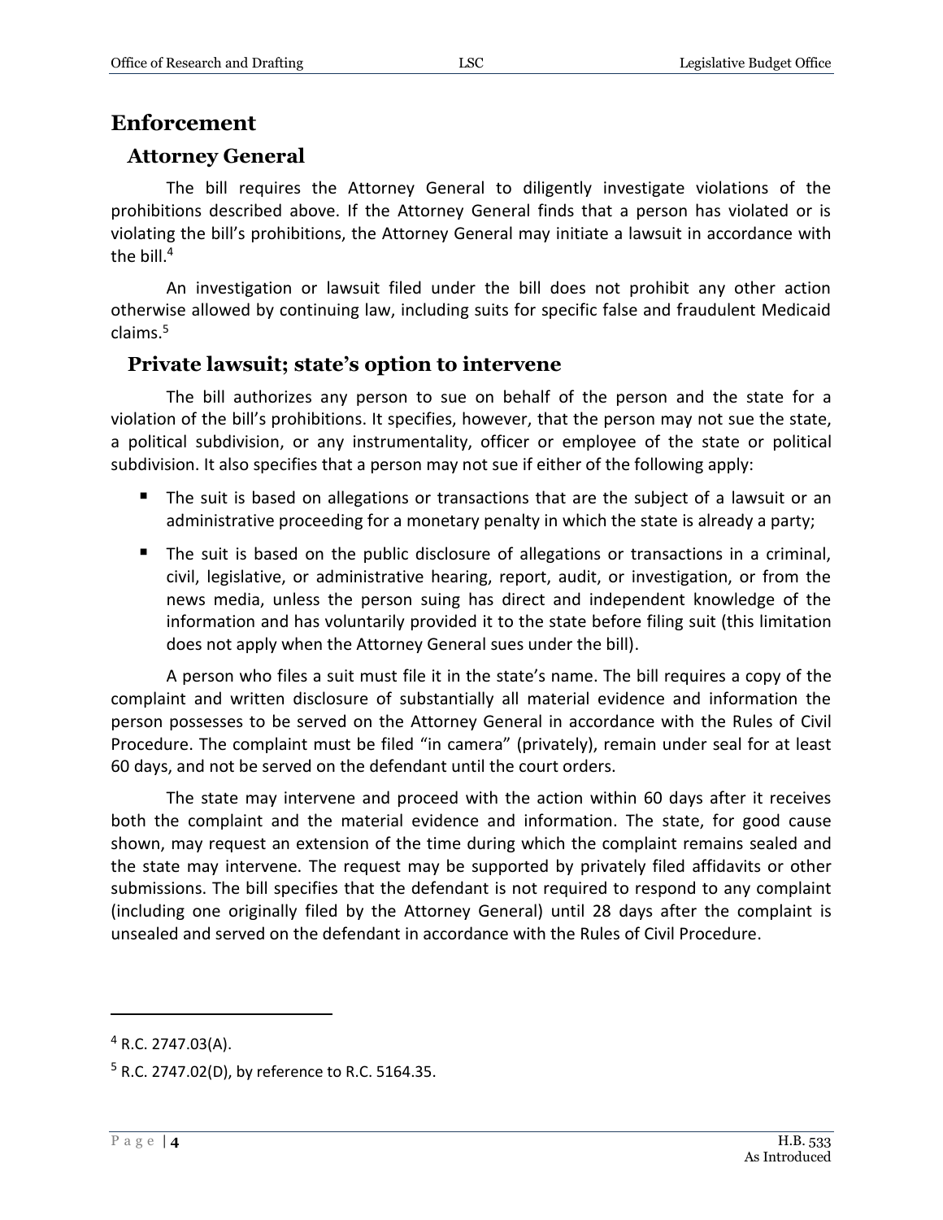## Enforcement

### Attorney General

The bill requires the Attorney General to diligently investigate violations of the prohibitions described above. If the Attorney General finds that a person has violated or is violating the bill's prohibitions, the Attorney General may initiate a lawsuit in accordance with the bill.[4]

An investigation or lawsuit filed under the bill does not prohibit any other action otherwise allowed by continuing law, including suits for specific false and fraudulent Medicaid claims.[5]

### Private lawsuit; state's option to intervene

The bill authorizes any person to sue on behalf of the person and the state for a violation of the bill's prohibitions. It specifies, however, that the person may not sue the state, a political subdivision, or any instrumentality, officer or employee of the state or political subdivision. It also specifies that a person may not sue if either of the following apply:

- The suit is based on allegations or transactions that are the subject of a lawsuit or an administrative proceeding for a monetary penalty in which the state is already a party;
- The suit is based on the public disclosure of allegations or transactions in a criminal, civil, legislative, or administrative hearing, report, audit, or investigation, or from the news media, unless the person suing has direct and independent knowledge of the information and has voluntarily provided it to the state before filing suit (this limitation does not apply when the Attorney General sues under the bill).

A person who files a suit must file it in the state's name. The bill requires a copy of the complaint and written disclosure of substantially all material evidence and information the person possesses to be served on the Attorney General in accordance with the Rules of Civil Procedure. The complaint must be filed "in camera" (privately), remain under seal for at least 60 days, and not be served on the defendant until the court orders.

The state may intervene and proceed with the action within 60 days after it receives both the complaint and the material evidence and information. The state, for good cause shown, may request an extension of the time during which the complaint remains sealed and the state may intervene. The request may be supported by privately filed affidavits or other submissions. The bill specifies that the defendant is not required to respond to any complaint (including one originally filed by the Attorney General) until 28 days after the complaint is unsealed and served on the defendant in accordance with the Rules of Civil Procedure.

---

[4] R.C. 2747.03(A).

[5] R.C. 2747.02(D), by reference to R.C. 5164.35.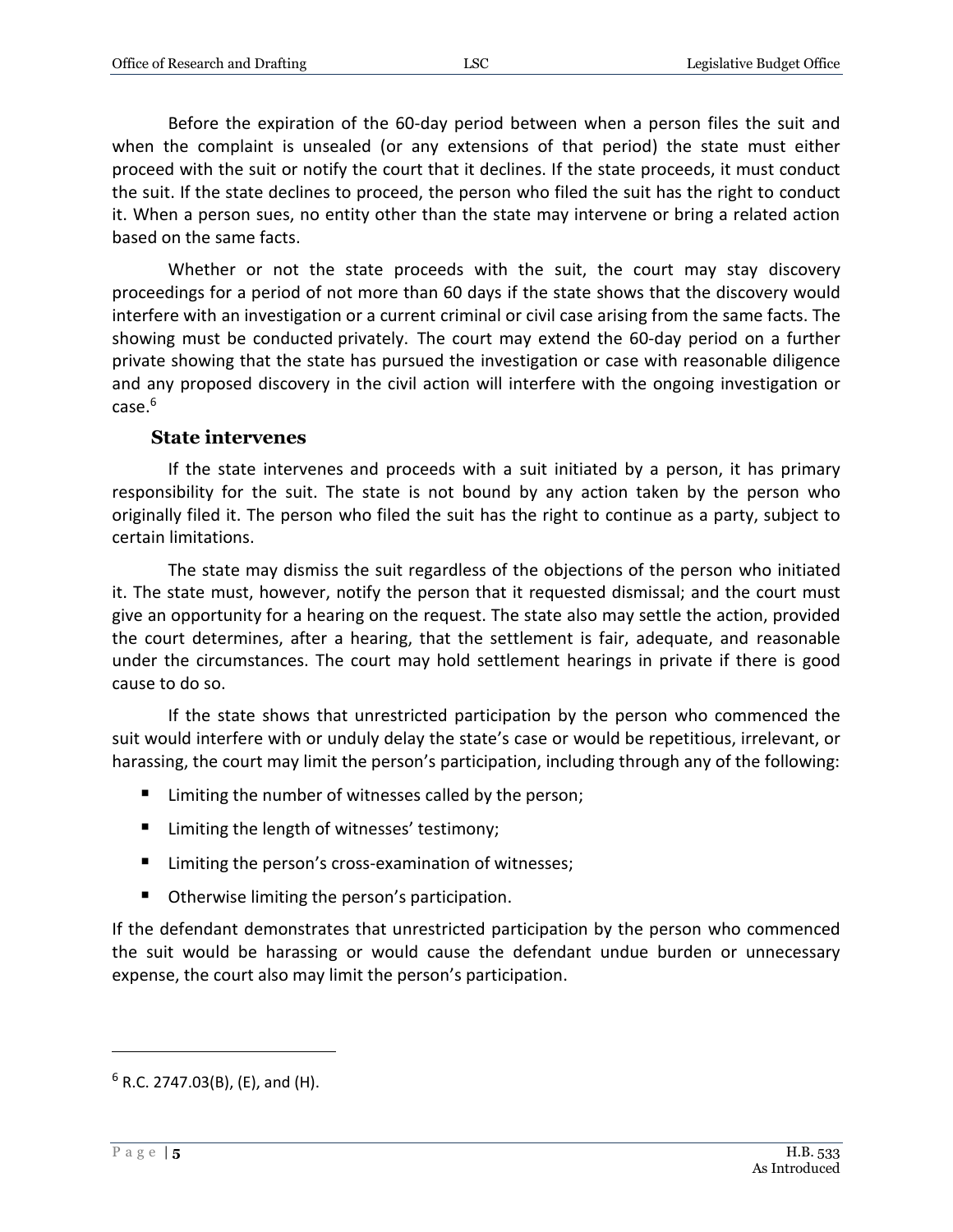Before the expiration of the 60-day period between when a person files the suit and when the complaint is unsealed (or any extensions of that period) the state must either proceed with the suit or notify the court that it declines. If the state proceeds, it must conduct the suit. If the state declines to proceed, the person who filed the suit has the right to conduct it. When a person sues, no entity other than the state may intervene or bring a related action based on the same facts.

Whether or not the state proceeds with the suit, the court may stay discovery proceedings for a period of not more than 60 days if the state shows that the discovery would interfere with an investigation or a current criminal or civil case arising from the same facts. The showing must be conducted privately. The court may extend the 60-day period on a further private showing that the state has pursued the investigation or case with reasonable diligence and any proposed discovery in the civil action will interfere with the ongoing investigation or case.[6]

### State intervenes

If the state intervenes and proceeds with a suit initiated by a person, it has primary responsibility for the suit. The state is not bound by any action taken by the person who originally filed it. The person who filed the suit has the right to continue as a party, subject to certain limitations.

The state may dismiss the suit regardless of the objections of the person who initiated it. The state must, however, notify the person that it requested dismissal; and the court must give an opportunity for a hearing on the request. The state also may settle the action, provided the court determines, after a hearing, that the settlement is fair, adequate, and reasonable under the circumstances. The court may hold settlement hearings in private if there is good cause to do so.

If the state shows that unrestricted participation by the person who commenced the suit would interfere with or unduly delay the state's case or would be repetitious, irrelevant, or harassing, the court may limit the person's participation, including through any of the following:

- Limiting the number of witnesses called by the person;
- Limiting the length of witnesses' testimony;
- Limiting the person's cross-examination of witnesses;
- Otherwise limiting the person's participation.

If the defendant demonstrates that unrestricted participation by the person who commenced the suit would be harassing or would cause the defendant undue burden or unnecessary expense, the court also may limit the person's participation.

---

[6] R.C. 2747.03(B), (E), and (H).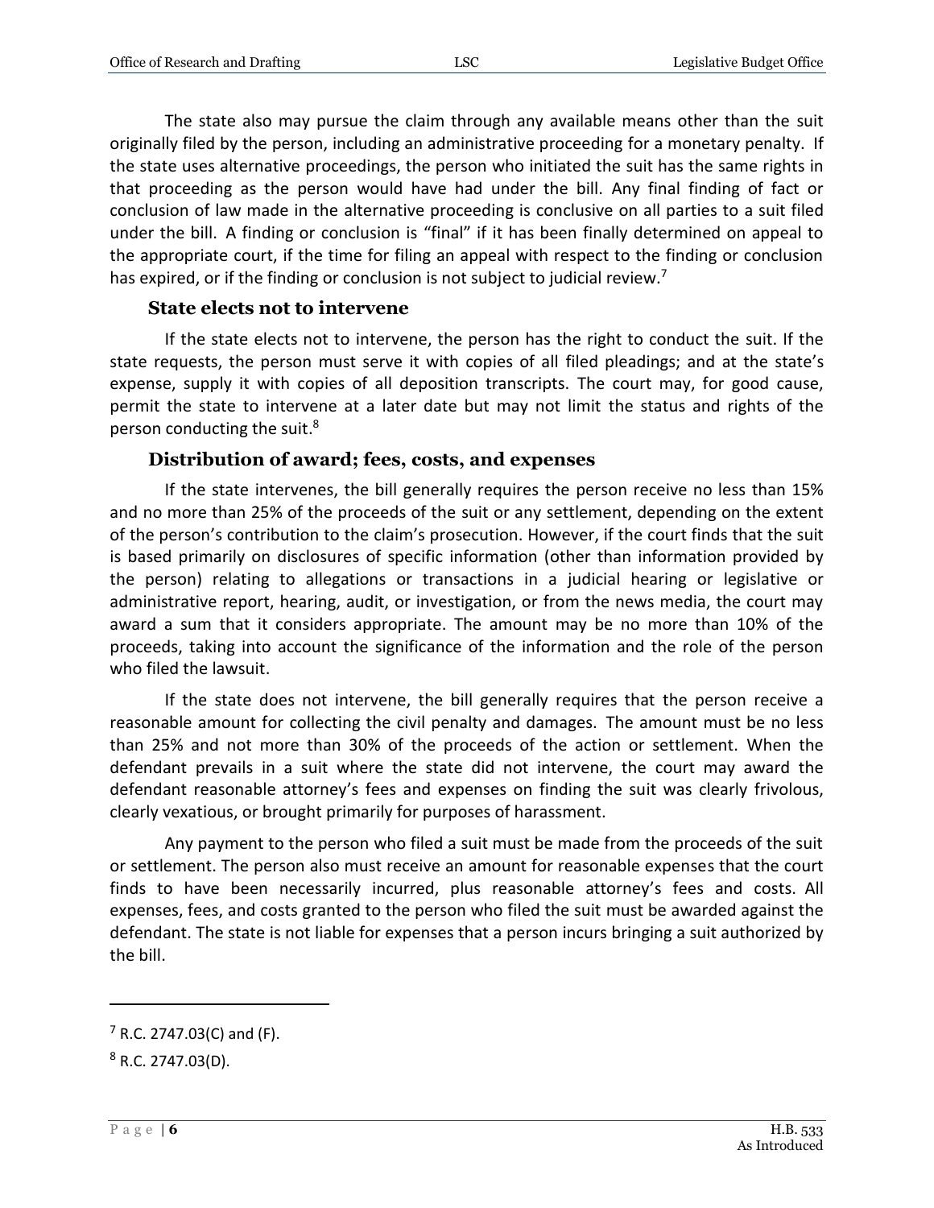The state also may pursue the claim through any available means other than the suit originally filed by the person, including an administrative proceeding for a monetary penalty. If the state uses alternative proceedings, the person who initiated the suit has the same rights in that proceeding as the person would have had under the bill. Any final finding of fact or conclusion of law made in the alternative proceeding is conclusive on all parties to a suit filed under the bill. A finding or conclusion is "final" if it has been finally determined on appeal to the appropriate court, if the time for filing an appeal with respect to the finding or conclusion has expired, or if the finding or conclusion is not subject to judicial review.[7]

### State elects not to intervene

If the state elects not to intervene, the person has the right to conduct the suit. If the state requests, the person must serve it with copies of all filed pleadings; and at the state's expense, supply it with copies of all deposition transcripts. The court may, for good cause, permit the state to intervene at a later date but may not limit the status and rights of the person conducting the suit.[8]

### Distribution of award; fees, costs, and expenses

If the state intervenes, the bill generally requires the person receive no less than 15% and no more than 25% of the proceeds of the suit or any settlement, depending on the extent of the person's contribution to the claim's prosecution. However, if the court finds that the suit is based primarily on disclosures of specific information (other than information provided by the person) relating to allegations or transactions in a judicial hearing or legislative or administrative report, hearing, audit, or investigation, or from the news media, the court may award a sum that it considers appropriate. The amount may be no more than 10% of the proceeds, taking into account the significance of the information and the role of the person who filed the lawsuit.

If the state does not intervene, the bill generally requires that the person receive a reasonable amount for collecting the civil penalty and damages. The amount must be no less than 25% and not more than 30% of the proceeds of the action or settlement. When the defendant prevails in a suit where the state did not intervene, the court may award the defendant reasonable attorney's fees and expenses on finding the suit was clearly frivolous, clearly vexatious, or brought primarily for purposes of harassment.

Any payment to the person who filed a suit must be made from the proceeds of the suit or settlement. The person also must receive an amount for reasonable expenses that the court finds to have been necessarily incurred, plus reasonable attorney's fees and costs. All expenses, fees, and costs granted to the person who filed the suit must be awarded against the defendant. The state is not liable for expenses that a person incurs bringing a suit authorized by the bill.

---

[7] R.C. 2747.03(C) and (F).

[8] R.C. 2747.03(D).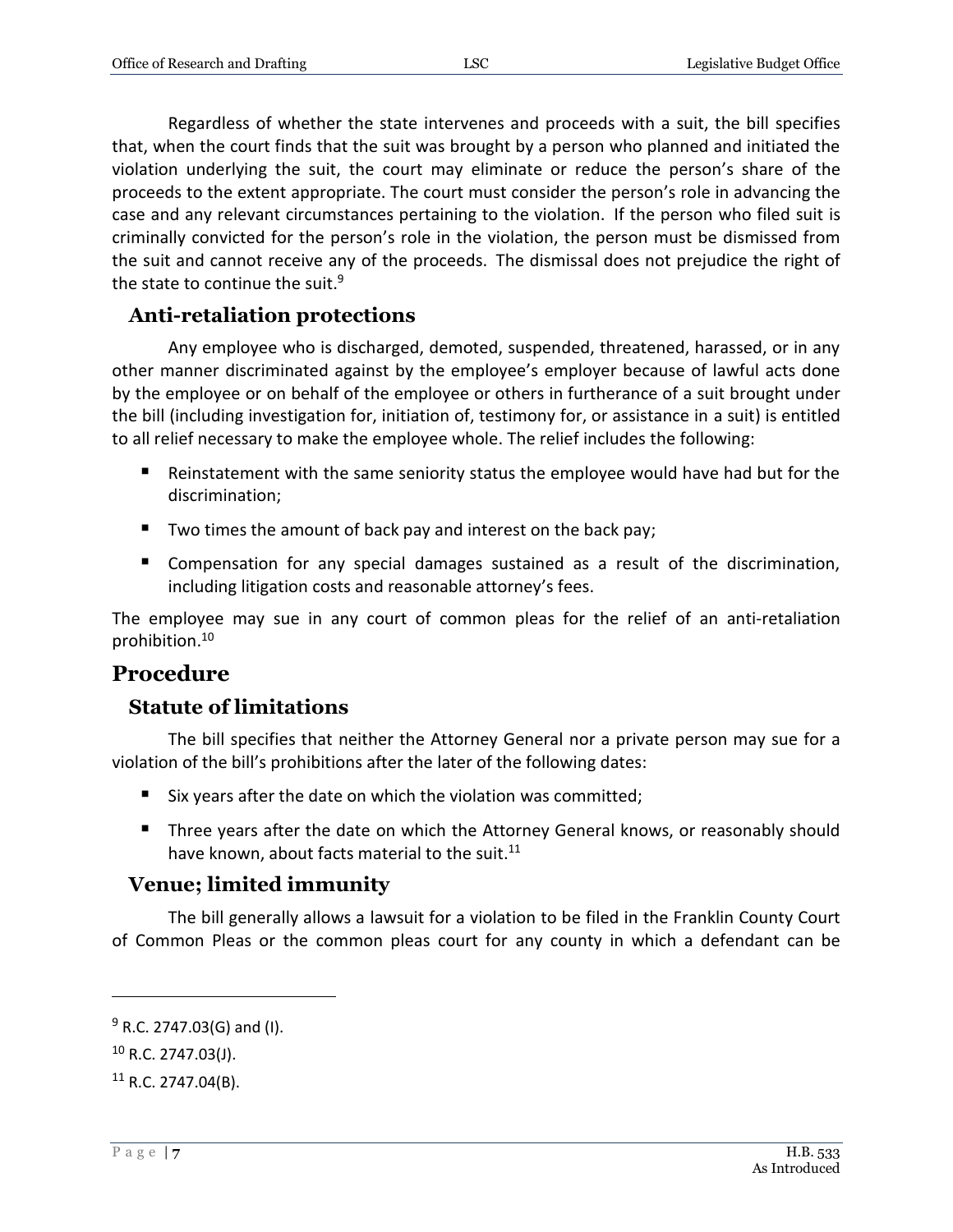Regardless of whether the state intervenes and proceeds with a suit, the bill specifies that, when the court finds that the suit was brought by a person who planned and initiated the violation underlying the suit, the court may eliminate or reduce the person's share of the proceeds to the extent appropriate. The court must consider the person's role in advancing the case and any relevant circumstances pertaining to the violation. If the person who filed suit is criminally convicted for the person's role in the violation, the person must be dismissed from the suit and cannot receive any of the proceeds. The dismissal does not prejudice the right of the state to continue the suit.[9]

### Anti-retaliation protections

Any employee who is discharged, demoted, suspended, threatened, harassed, or in any other manner discriminated against by the employee's employer because of lawful acts done by the employee or on behalf of the employee or others in furtherance of a suit brought under the bill (including investigation for, initiation of, testimony for, or assistance in a suit) is entitled to all relief necessary to make the employee whole. The relief includes the following:

- Reinstatement with the same seniority status the employee would have had but for the discrimination;
- Two times the amount of back pay and interest on the back pay;
- Compensation for any special damages sustained as a result of the discrimination, including litigation costs and reasonable attorney's fees.

The employee may sue in any court of common pleas for the relief of an anti-retaliation prohibition.[10]

## Procedure

### Statute of limitations

The bill specifies that neither the Attorney General nor a private person may sue for a violation of the bill's prohibitions after the later of the following dates:

- Six years after the date on which the violation was committed;
- Three years after the date on which the Attorney General knows, or reasonably should have known, about facts material to the suit.[11]

### Venue; limited immunity

The bill generally allows a lawsuit for a violation to be filed in the Franklin County Court of Common Pleas or the common pleas court for any county in which a defendant can be

---

[9] R.C. 2747.03(G) and (I).

[10] R.C. 2747.03(J).

[11] R.C. 2747.04(B).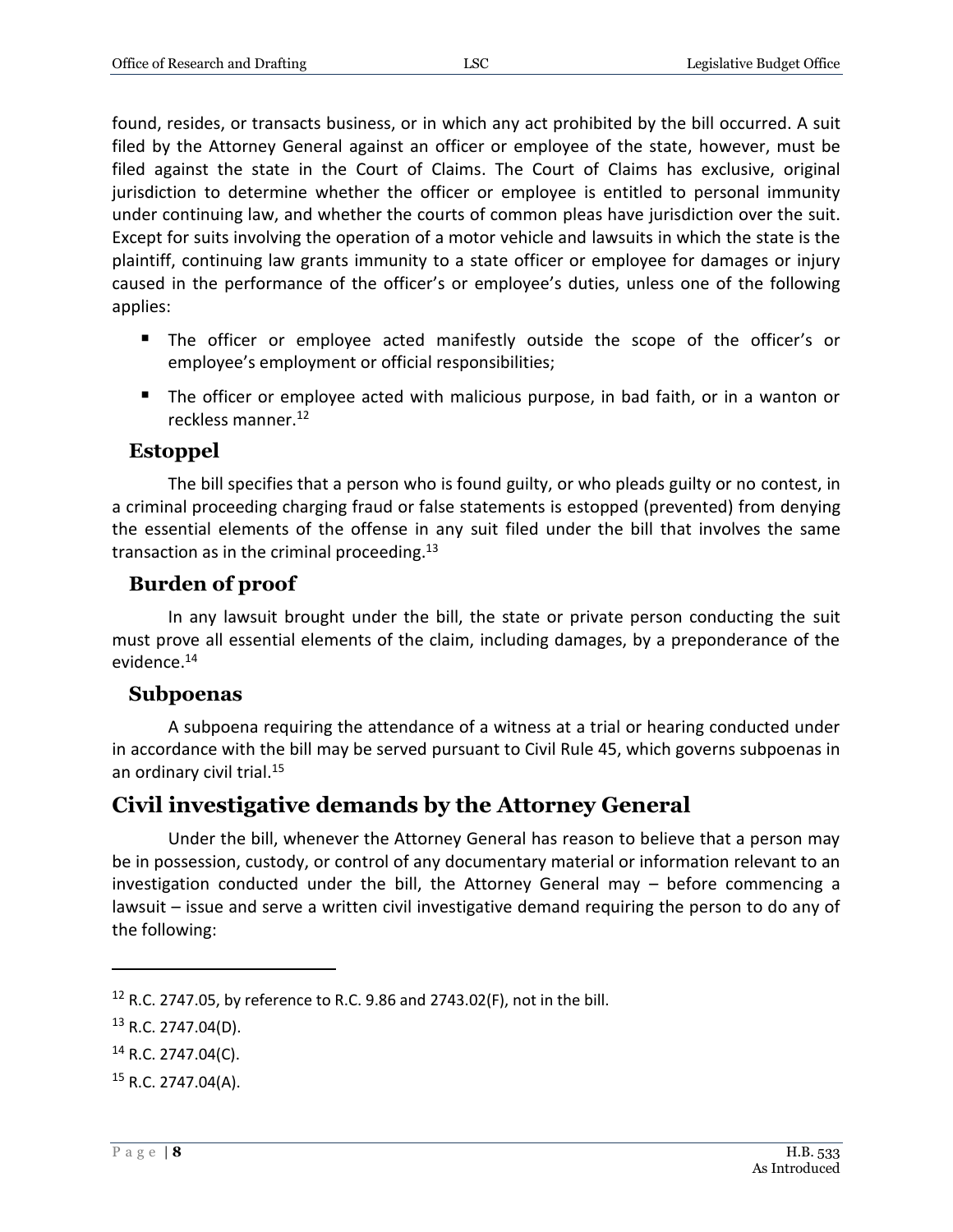found, resides, or transacts business, or in which any act prohibited by the bill occurred. A suit filed by the Attorney General against an officer or employee of the state, however, must be filed against the state in the Court of Claims. The Court of Claims has exclusive, original jurisdiction to determine whether the officer or employee is entitled to personal immunity under continuing law, and whether the courts of common pleas have jurisdiction over the suit. Except for suits involving the operation of a motor vehicle and lawsuits in which the state is the plaintiff, continuing law grants immunity to a state officer or employee for damages or injury caused in the performance of the officer's or employee's duties, unless one of the following applies:

- The officer or employee acted manifestly outside the scope of the officer's or employee's employment or official responsibilities;
- The officer or employee acted with malicious purpose, in bad faith, or in a wanton or reckless manner.[12]

### Estoppel

The bill specifies that a person who is found guilty, or who pleads guilty or no contest, in a criminal proceeding charging fraud or false statements is estopped (prevented) from denying the essential elements of the offense in any suit filed under the bill that involves the same transaction as in the criminal proceeding.[13]

### Burden of proof

In any lawsuit brought under the bill, the state or private person conducting the suit must prove all essential elements of the claim, including damages, by a preponderance of the evidence.[14]

### Subpoenas

A subpoena requiring the attendance of a witness at a trial or hearing conducted under in accordance with the bill may be served pursuant to Civil Rule 45, which governs subpoenas in an ordinary civil trial.[15]

## Civil investigative demands by the Attorney General

Under the bill, whenever the Attorney General has reason to believe that a person may be in possession, custody, or control of any documentary material or information relevant to an investigation conducted under the bill, the Attorney General may – before commencing a lawsuit – issue and serve a written civil investigative demand requiring the person to do any of the following:

---

[12] R.C. 2747.05, by reference to R.C. 9.86 and 2743.02(F), not in the bill.

[13] R.C. 2747.04(D).

[14] R.C. 2747.04(C).

[15] R.C. 2747.04(A).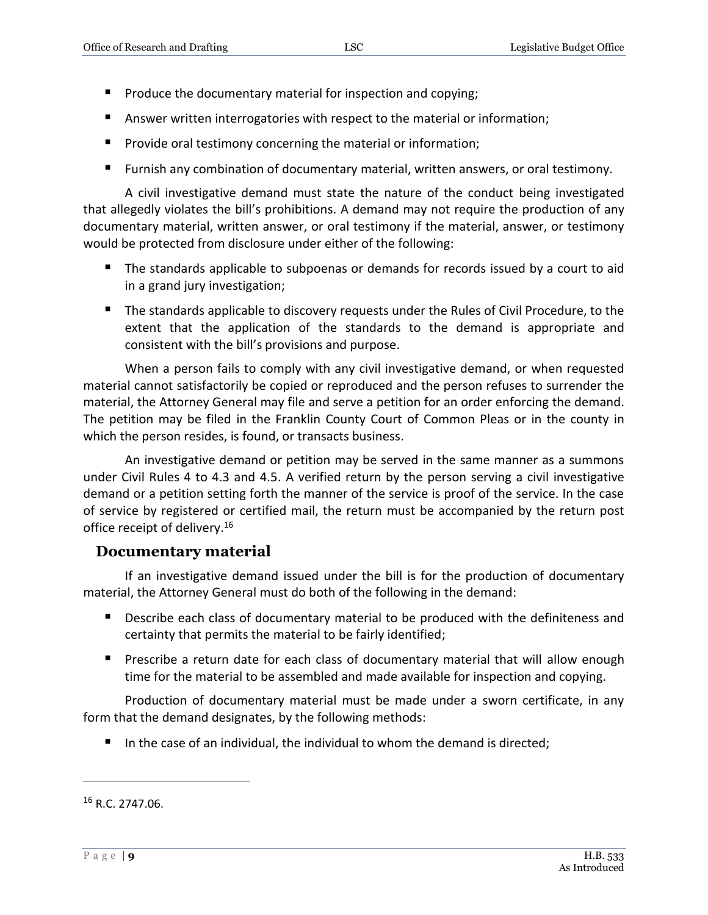- Produce the documentary material for inspection and copying;
- Answer written interrogatories with respect to the material or information;
- Provide oral testimony concerning the material or information;
- Furnish any combination of documentary material, written answers, or oral testimony.

A civil investigative demand must state the nature of the conduct being investigated that allegedly violates the bill's prohibitions. A demand may not require the production of any documentary material, written answer, or oral testimony if the material, answer, or testimony would be protected from disclosure under either of the following:

- The standards applicable to subpoenas or demands for records issued by a court to aid in a grand jury investigation;
- The standards applicable to discovery requests under the Rules of Civil Procedure, to the extent that the application of the standards to the demand is appropriate and consistent with the bill's provisions and purpose.

When a person fails to comply with any civil investigative demand, or when requested material cannot satisfactorily be copied or reproduced and the person refuses to surrender the material, the Attorney General may file and serve a petition for an order enforcing the demand. The petition may be filed in the Franklin County Court of Common Pleas or in the county in which the person resides, is found, or transacts business.

An investigative demand or petition may be served in the same manner as a summons under Civil Rules 4 to 4.3 and 4.5. A verified return by the person serving a civil investigative demand or a petition setting forth the manner of the service is proof of the service. In the case of service by registered or certified mail, the return must be accompanied by the return post office receipt of delivery.[16]

## Documentary material

If an investigative demand issued under the bill is for the production of documentary material, the Attorney General must do both of the following in the demand:

- Describe each class of documentary material to be produced with the definiteness and certainty that permits the material to be fairly identified;
- Prescribe a return date for each class of documentary material that will allow enough time for the material to be assembled and made available for inspection and copying.

Production of documentary material must be made under a sworn certificate, in any form that the demand designates, by the following methods:

- In the case of an individual, the individual to whom the demand is directed;

---

[16] R.C. 2747.06.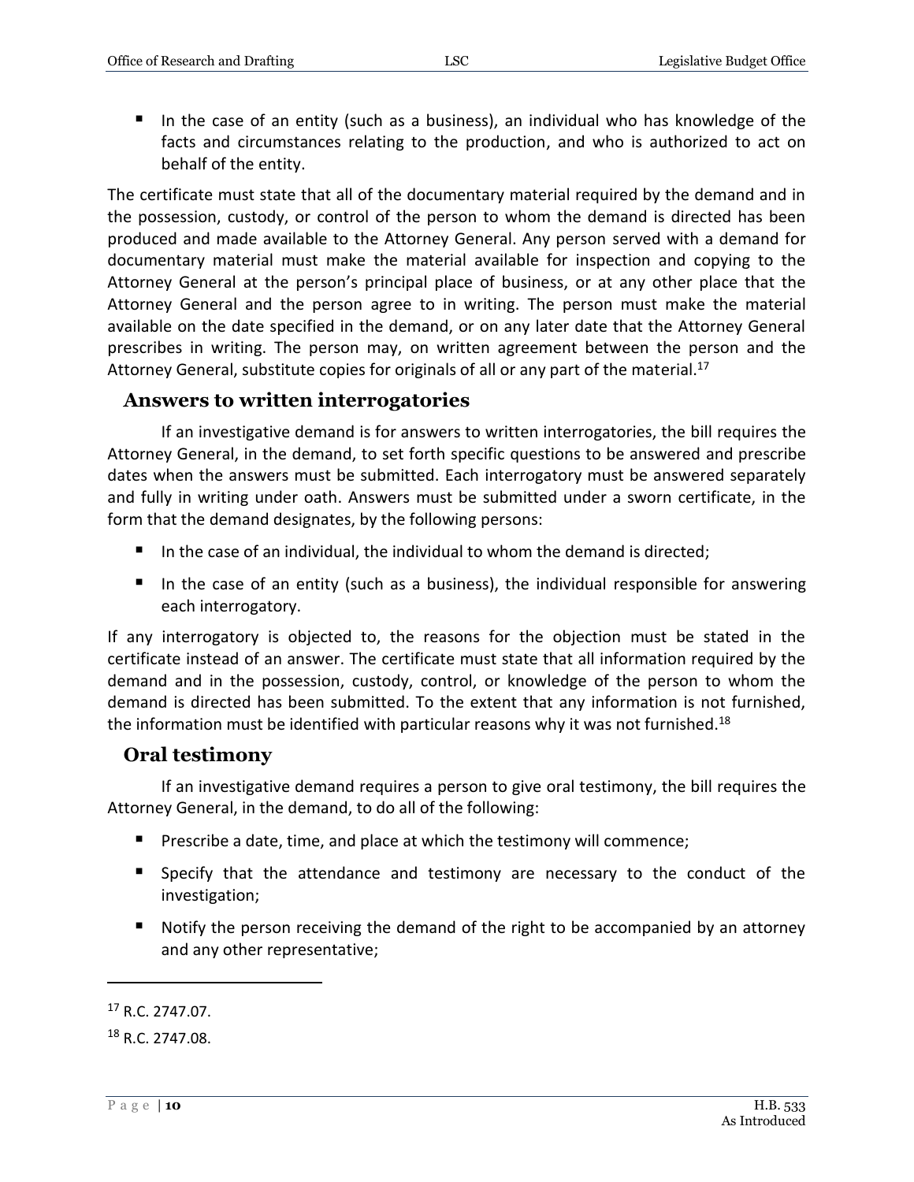- In the case of an entity (such as a business), an individual who has knowledge of the facts and circumstances relating to the production, and who is authorized to act on behalf of the entity.

The certificate must state that all of the documentary material required by the demand and in the possession, custody, or control of the person to whom the demand is directed has been produced and made available to the Attorney General. Any person served with a demand for documentary material must make the material available for inspection and copying to the Attorney General at the person's principal place of business, or at any other place that the Attorney General and the person agree to in writing. The person must make the material available on the date specified in the demand, or on any later date that the Attorney General prescribes in writing. The person may, on written agreement between the person and the Attorney General, substitute copies for originals of all or any part of the material.[17]

## Answers to written interrogatories

If an investigative demand is for answers to written interrogatories, the bill requires the Attorney General, in the demand, to set forth specific questions to be answered and prescribe dates when the answers must be submitted. Each interrogatory must be answered separately and fully in writing under oath. Answers must be submitted under a sworn certificate, in the form that the demand designates, by the following persons:

- In the case of an individual, the individual to whom the demand is directed;
- In the case of an entity (such as a business), the individual responsible for answering each interrogatory.

If any interrogatory is objected to, the reasons for the objection must be stated in the certificate instead of an answer. The certificate must state that all information required by the demand and in the possession, custody, control, or knowledge of the person to whom the demand is directed has been submitted. To the extent that any information is not furnished, the information must be identified with particular reasons why it was not furnished.[18]

## Oral testimony

If an investigative demand requires a person to give oral testimony, the bill requires the Attorney General, in the demand, to do all of the following:

- Prescribe a date, time, and place at which the testimony will commence;
- Specify that the attendance and testimony are necessary to the conduct of the investigation;
- Notify the person receiving the demand of the right to be accompanied by an attorney and any other representative;

[17] R.C. 2747.07.

[18] R.C. 2747.08.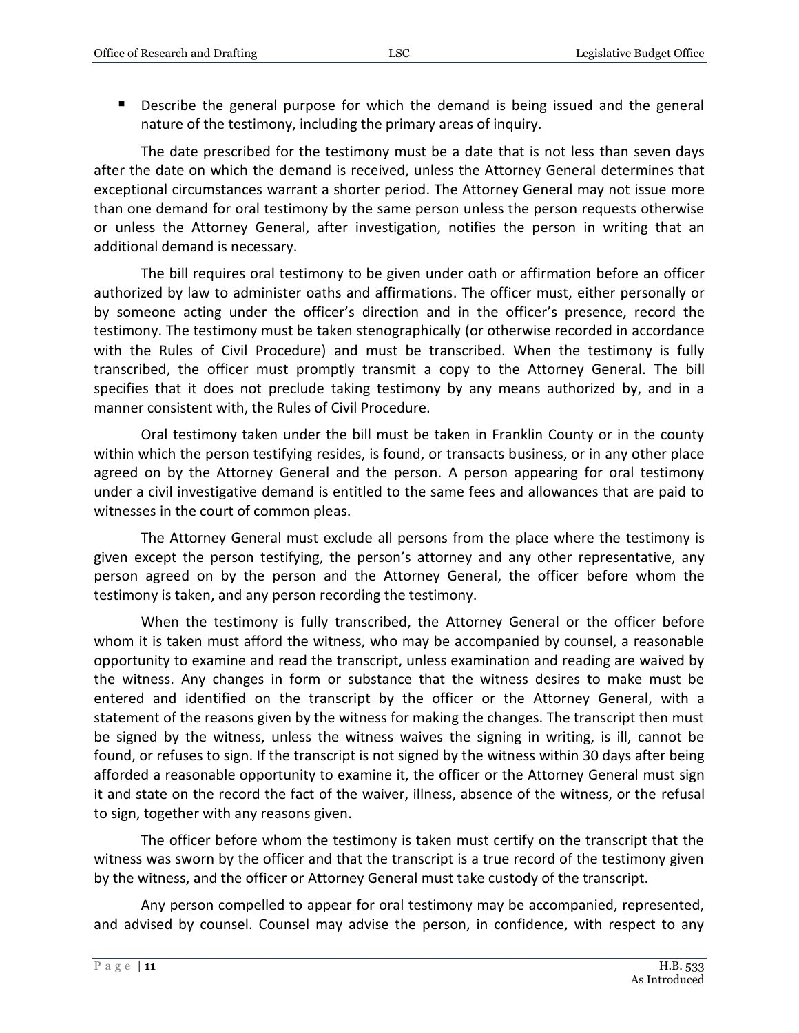- Describe the general purpose for which the demand is being issued and the general nature of the testimony, including the primary areas of inquiry.

The date prescribed for the testimony must be a date that is not less than seven days after the date on which the demand is received, unless the Attorney General determines that exceptional circumstances warrant a shorter period. The Attorney General may not issue more than one demand for oral testimony by the same person unless the person requests otherwise or unless the Attorney General, after investigation, notifies the person in writing that an additional demand is necessary.

The bill requires oral testimony to be given under oath or affirmation before an officer authorized by law to administer oaths and affirmations. The officer must, either personally or by someone acting under the officer's direction and in the officer's presence, record the testimony. The testimony must be taken stenographically (or otherwise recorded in accordance with the Rules of Civil Procedure) and must be transcribed. When the testimony is fully transcribed, the officer must promptly transmit a copy to the Attorney General. The bill specifies that it does not preclude taking testimony by any means authorized by, and in a manner consistent with, the Rules of Civil Procedure.

Oral testimony taken under the bill must be taken in Franklin County or in the county within which the person testifying resides, is found, or transacts business, or in any other place agreed on by the Attorney General and the person. A person appearing for oral testimony under a civil investigative demand is entitled to the same fees and allowances that are paid to witnesses in the court of common pleas.

The Attorney General must exclude all persons from the place where the testimony is given except the person testifying, the person's attorney and any other representative, any person agreed on by the person and the Attorney General, the officer before whom the testimony is taken, and any person recording the testimony.

When the testimony is fully transcribed, the Attorney General or the officer before whom it is taken must afford the witness, who may be accompanied by counsel, a reasonable opportunity to examine and read the transcript, unless examination and reading are waived by the witness. Any changes in form or substance that the witness desires to make must be entered and identified on the transcript by the officer or the Attorney General, with a statement of the reasons given by the witness for making the changes. The transcript then must be signed by the witness, unless the witness waives the signing in writing, is ill, cannot be found, or refuses to sign. If the transcript is not signed by the witness within 30 days after being afforded a reasonable opportunity to examine it, the officer or the Attorney General must sign it and state on the record the fact of the waiver, illness, absence of the witness, or the refusal to sign, together with any reasons given.

The officer before whom the testimony is taken must certify on the transcript that the witness was sworn by the officer and that the transcript is a true record of the testimony given by the witness, and the officer or Attorney General must take custody of the transcript.

Any person compelled to appear for oral testimony may be accompanied, represented, and advised by counsel. Counsel may advise the person, in confidence, with respect to any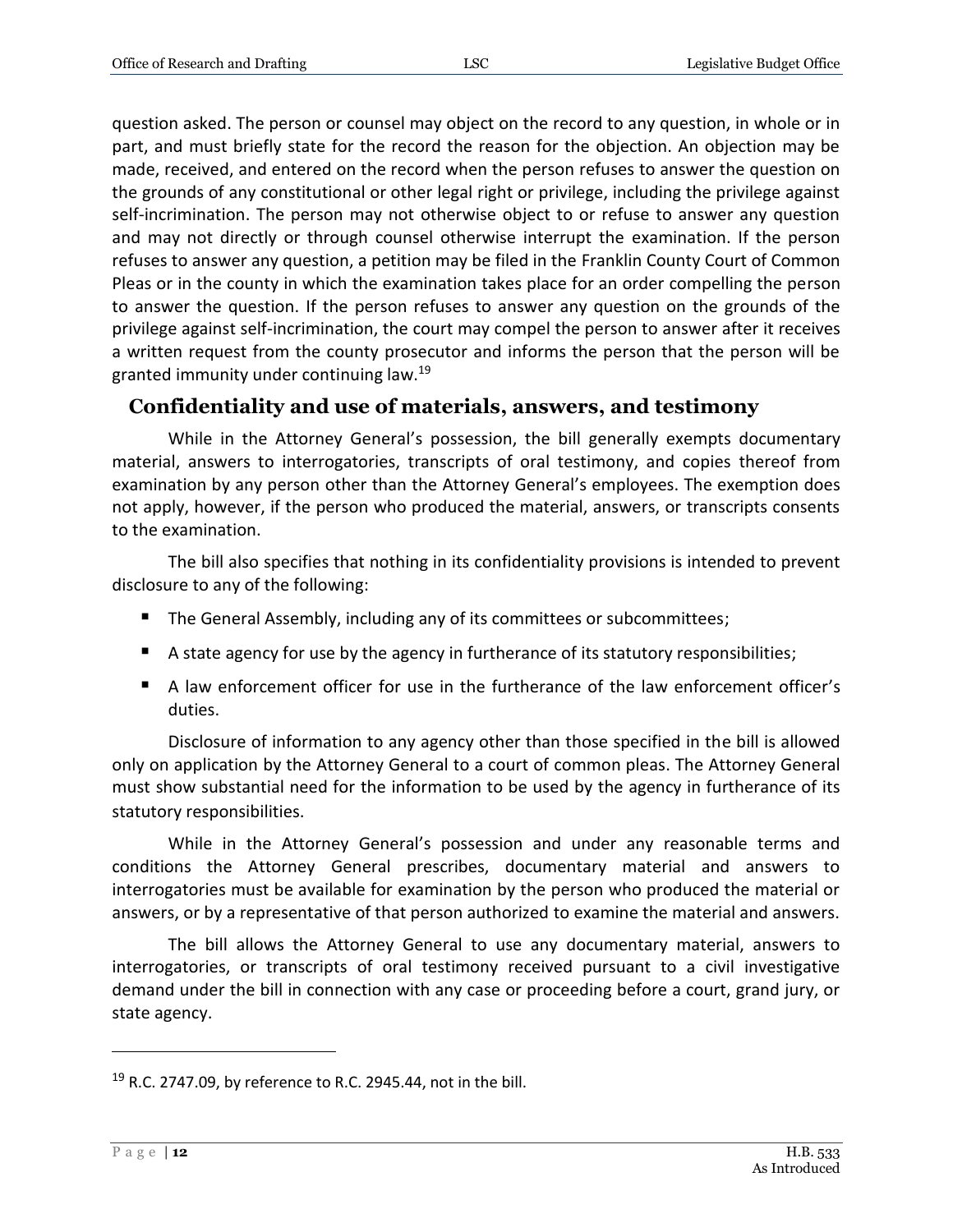question asked. The person or counsel may object on the record to any question, in whole or in part, and must briefly state for the record the reason for the objection. An objection may be made, received, and entered on the record when the person refuses to answer the question on the grounds of any constitutional or other legal right or privilege, including the privilege against self-incrimination. The person may not otherwise object to or refuse to answer any question and may not directly or through counsel otherwise interrupt the examination. If the person refuses to answer any question, a petition may be filed in the Franklin County Court of Common Pleas or in the county in which the examination takes place for an order compelling the person to answer the question. If the person refuses to answer any question on the grounds of the privilege against self-incrimination, the court may compel the person to answer after it receives a written request from the county prosecutor and informs the person that the person will be granted immunity under continuing law.[19]

## Confidentiality and use of materials, answers, and testimony

While in the Attorney General's possession, the bill generally exempts documentary material, answers to interrogatories, transcripts of oral testimony, and copies thereof from examination by any person other than the Attorney General's employees. The exemption does not apply, however, if the person who produced the material, answers, or transcripts consents to the examination.

The bill also specifies that nothing in its confidentiality provisions is intended to prevent disclosure to any of the following:

- The General Assembly, including any of its committees or subcommittees;
- A state agency for use by the agency in furtherance of its statutory responsibilities;
- A law enforcement officer for use in the furtherance of the law enforcement officer's duties.

Disclosure of information to any agency other than those specified in the bill is allowed only on application by the Attorney General to a court of common pleas. The Attorney General must show substantial need for the information to be used by the agency in furtherance of its statutory responsibilities.

While in the Attorney General's possession and under any reasonable terms and conditions the Attorney General prescribes, documentary material and answers to interrogatories must be available for examination by the person who produced the material or answers, or by a representative of that person authorized to examine the material and answers.

The bill allows the Attorney General to use any documentary material, answers to interrogatories, or transcripts of oral testimony received pursuant to a civil investigative demand under the bill in connection with any case or proceeding before a court, grand jury, or state agency.

---

[19] R.C. 2747.09, by reference to R.C. 2945.44, not in the bill.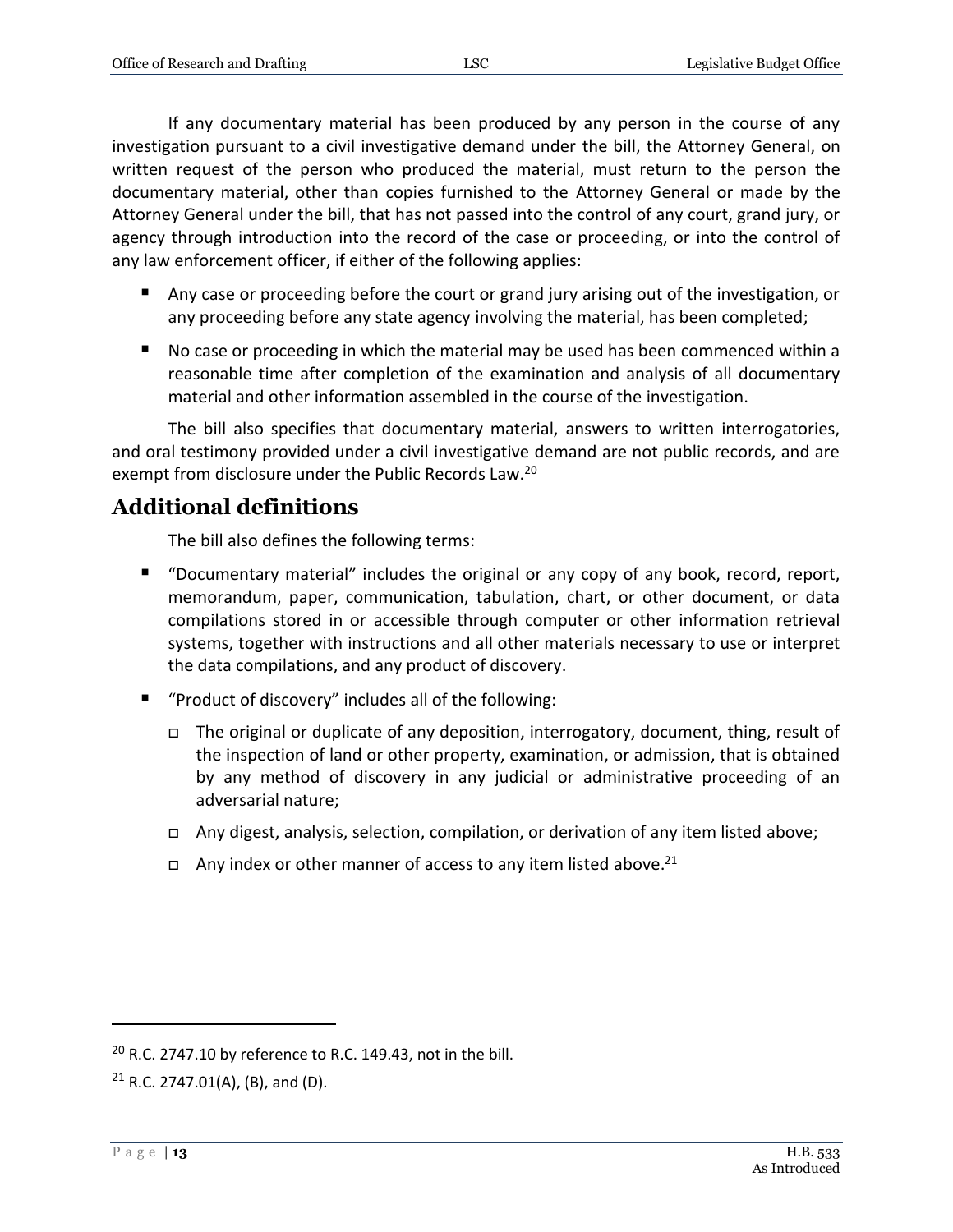If any documentary material has been produced by any person in the course of any investigation pursuant to a civil investigative demand under the bill, the Attorney General, on written request of the person who produced the material, must return to the person the documentary material, other than copies furnished to the Attorney General or made by the Attorney General under the bill, that has not passed into the control of any court, grand jury, or agency through introduction into the record of the case or proceeding, or into the control of any law enforcement officer, if either of the following applies:

- Any case or proceeding before the court or grand jury arising out of the investigation, or any proceeding before any state agency involving the material, has been completed;
- No case or proceeding in which the material may be used has been commenced within a reasonable time after completion of the examination and analysis of all documentary material and other information assembled in the course of the investigation.

The bill also specifies that documentary material, answers to written interrogatories, and oral testimony provided under a civil investigative demand are not public records, and are exempt from disclosure under the Public Records Law.[20]

## Additional definitions

The bill also defines the following terms:

- "Documentary material" includes the original or any copy of any book, record, report, memorandum, paper, communication, tabulation, chart, or other document, or data compilations stored in or accessible through computer or other information retrieval systems, together with instructions and all other materials necessary to use or interpret the data compilations, and any product of discovery.
- "Product of discovery" includes all of the following:
  - The original or duplicate of any deposition, interrogatory, document, thing, result of the inspection of land or other property, examination, or admission, that is obtained by any method of discovery in any judicial or administrative proceeding of an adversarial nature;
  - Any digest, analysis, selection, compilation, or derivation of any item listed above;
  - Any index or other manner of access to any item listed above.[21]

---

[20] R.C. 2747.10 by reference to R.C. 149.43, not in the bill.

[21] R.C. 2747.01(A), (B), and (D).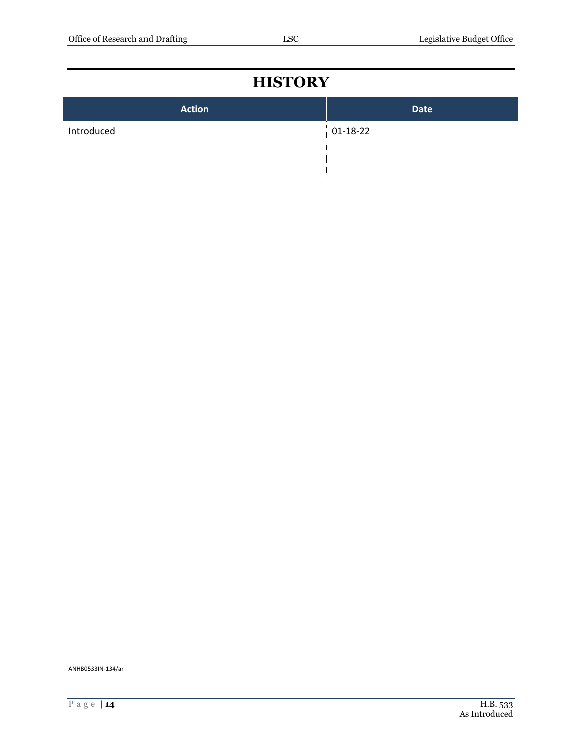# HISTORY

| Action | Date |
| --- | --- |
| Introduced | 01-18-22 |

ANHB0533IN-134/ar